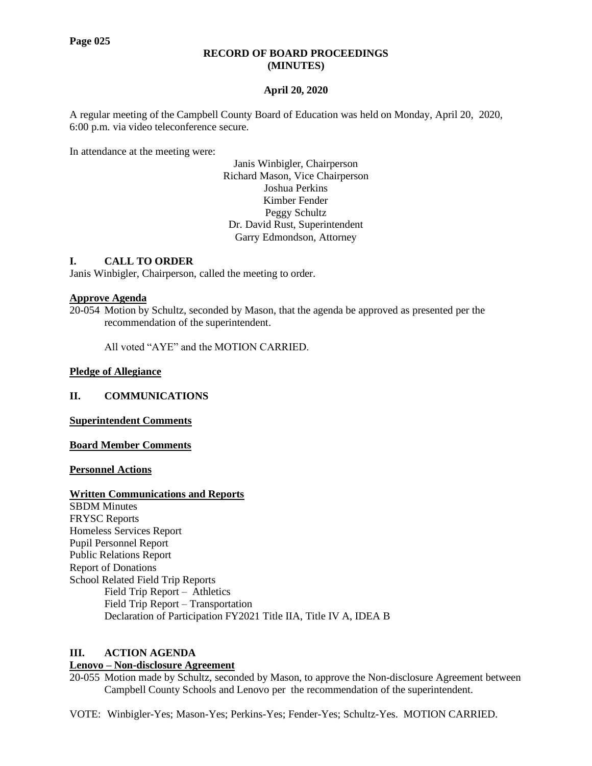**RECORD OF BOARD PROCEEDINGS**
**(MINUTES)**

**April 20, 2020**

A regular meeting of the Campbell County Board of Education was held on Monday, April 20, 2020, 6:00 p.m. via video teleconference secure.

In attendance at the meeting were:

Janis Winbigler, Chairperson
Richard Mason, Vice Chairperson
Joshua Perkins
Kimber Fender
Peggy Schultz
Dr. David Rust, Superintendent
Garry Edmondson, Attorney

## I. CALL TO ORDER

Janis Winbigler, Chairperson, called the meeting to order.

**Approve Agenda**

20-054 Motion by Schultz, seconded by Mason, that the agenda be approved as presented per the recommendation of the superintendent.

All voted "AYE" and the MOTION CARRIED.

**Pledge of Allegiance**

## II. COMMUNICATIONS

**Superintendent Comments**

**Board Member Comments**

**Personnel Actions**

**Written Communications and Reports**

SBDM Minutes
FRYSC Reports
Homeless Services Report
Pupil Personnel Report
Public Relations Report
Report of Donations
School Related Field Trip Reports
- Field Trip Report – Athletics
- Field Trip Report – Transportation
- Declaration of Participation FY2021 Title IIA, Title IV A, IDEA B

## III. ACTION AGENDA

**Lenovo – Non-disclosure Agreement**

20-055 Motion made by Schultz, seconded by Mason, to approve the Non-disclosure Agreement between Campbell County Schools and Lenovo per the recommendation of the superintendent.

VOTE: Winbigler-Yes; Mason-Yes; Perkins-Yes; Fender-Yes; Schultz-Yes. MOTION CARRIED.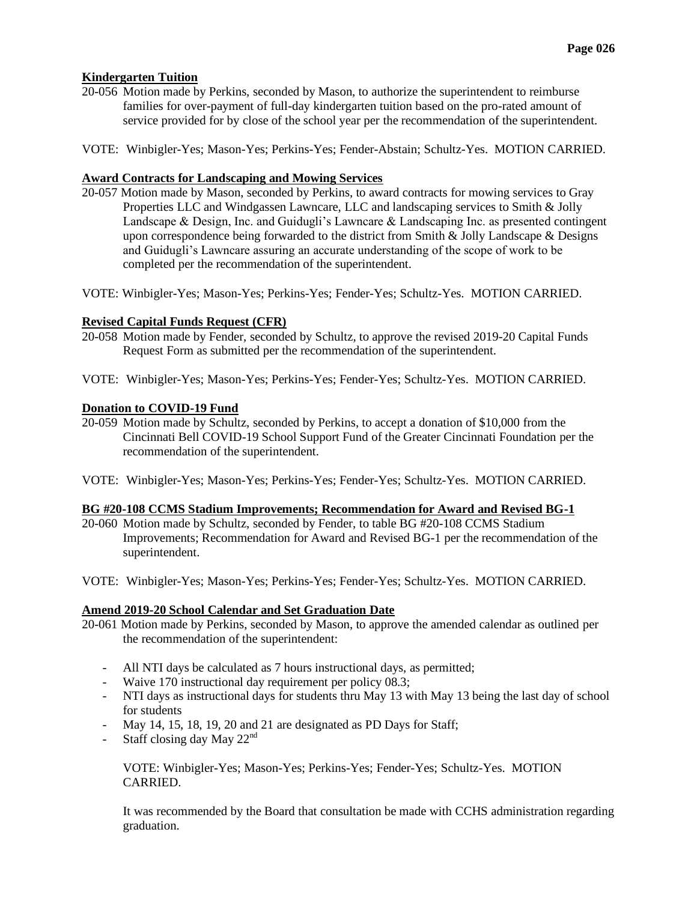**Kindergarten Tuition**

20-056 Motion made by Perkins, seconded by Mason, to authorize the superintendent to reimburse families for over-payment of full-day kindergarten tuition based on the pro-rated amount of service provided for by close of the school year per the recommendation of the superintendent.

VOTE: Winbigler-Yes; Mason-Yes; Perkins-Yes; Fender-Abstain; Schultz-Yes. MOTION CARRIED.

**Award Contracts for Landscaping and Mowing Services**

20-057 Motion made by Mason, seconded by Perkins, to award contracts for mowing services to Gray Properties LLC and Windgassen Lawncare, LLC and landscaping services to Smith & Jolly Landscape & Design, Inc. and Guidugli's Lawncare & Landscaping Inc. as presented contingent upon correspondence being forwarded to the district from Smith & Jolly Landscape & Designs and Guidugli's Lawncare assuring an accurate understanding of the scope of work to be completed per the recommendation of the superintendent.

VOTE: Winbigler-Yes; Mason-Yes; Perkins-Yes; Fender-Yes; Schultz-Yes. MOTION CARRIED.

**Revised Capital Funds Request (CFR)**

20-058 Motion made by Fender, seconded by Schultz, to approve the revised 2019-20 Capital Funds Request Form as submitted per the recommendation of the superintendent.

VOTE: Winbigler-Yes; Mason-Yes; Perkins-Yes; Fender-Yes; Schultz-Yes. MOTION CARRIED.

**Donation to COVID-19 Fund**

20-059 Motion made by Schultz, seconded by Perkins, to accept a donation of $10,000 from the Cincinnati Bell COVID-19 School Support Fund of the Greater Cincinnati Foundation per the recommendation of the superintendent.

VOTE: Winbigler-Yes; Mason-Yes; Perkins-Yes; Fender-Yes; Schultz-Yes. MOTION CARRIED.

**BG #20-108 CCMS Stadium Improvements; Recommendation for Award and Revised BG-1**

20-060 Motion made by Schultz, seconded by Fender, to table BG #20-108 CCMS Stadium Improvements; Recommendation for Award and Revised BG-1 per the recommendation of the superintendent.

VOTE: Winbigler-Yes; Mason-Yes; Perkins-Yes; Fender-Yes; Schultz-Yes. MOTION CARRIED.

**Amend 2019-20 School Calendar and Set Graduation Date**

20-061 Motion made by Perkins, seconded by Mason, to approve the amended calendar as outlined per the recommendation of the superintendent:

- All NTI days be calculated as 7 hours instructional days, as permitted;
- Waive 170 instructional day requirement per policy 08.3;
- NTI days as instructional days for students thru May 13 with May 13 being the last day of school for students
- May 14, 15, 18, 19, 20 and 21 are designated as PD Days for Staff;
- Staff closing day May 22nd

VOTE: Winbigler-Yes; Mason-Yes; Perkins-Yes; Fender-Yes; Schultz-Yes. MOTION CARRIED.

It was recommended by the Board that consultation be made with CCHS administration regarding graduation.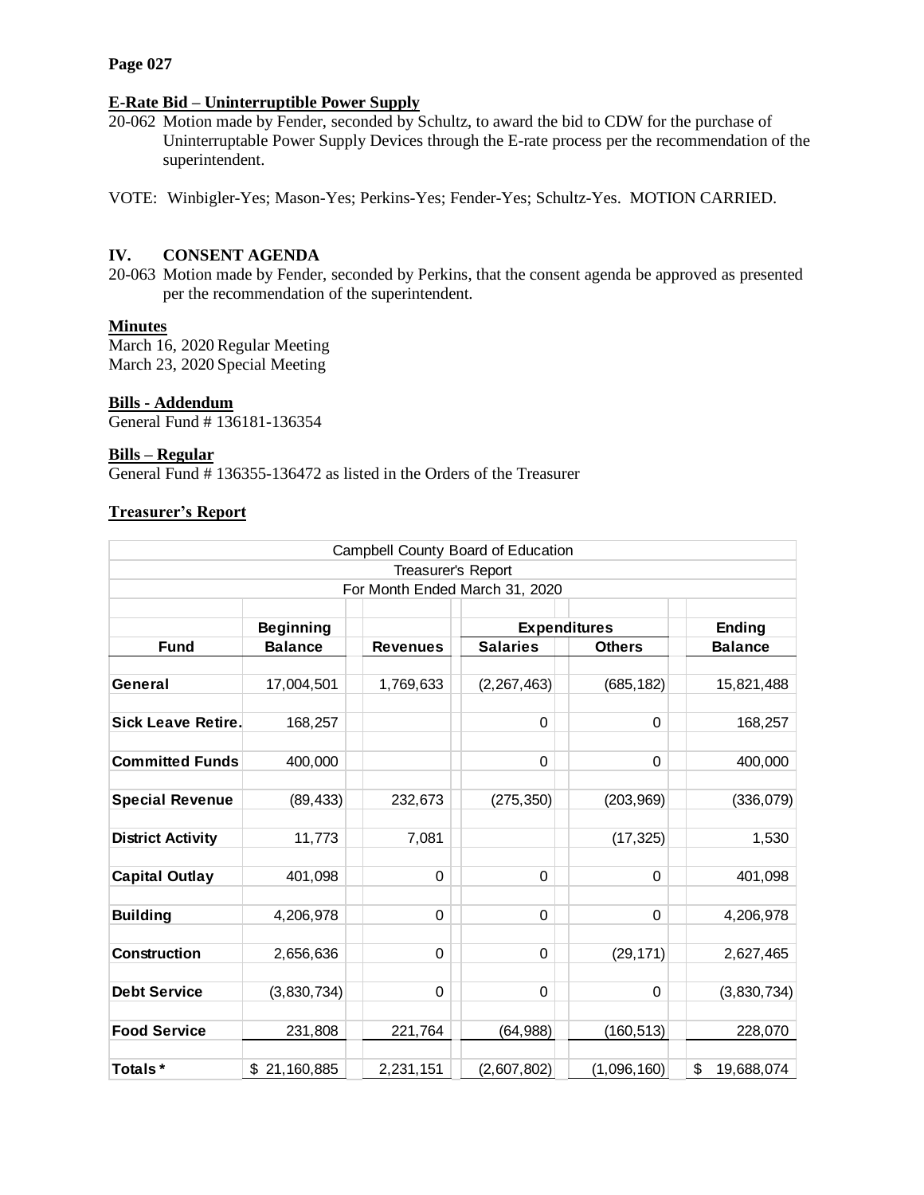**E-Rate Bid – Uninterruptible Power Supply**

20-062 Motion made by Fender, seconded by Schultz, to award the bid to CDW for the purchase of Uninterruptable Power Supply Devices through the E-rate process per the recommendation of the superintendent.

VOTE: Winbigler-Yes; Mason-Yes; Perkins-Yes; Fender-Yes; Schultz-Yes. MOTION CARRIED.

## IV. CONSENT AGENDA

20-063 Motion made by Fender, seconded by Perkins, that the consent agenda be approved as presented per the recommendation of the superintendent.

**Minutes**

March 16, 2020 Regular Meeting
March 23, 2020 Special Meeting

**Bills - Addendum**

General Fund # 136181-136354

**Bills – Regular**

General Fund # 136355-136472 as listed in the Orders of the Treasurer

**Treasurer's Report**

| Campbell County Board of Education | | | | | |
|---|---|---|---|---|---|
| Treasurer's Report | | | | | |
| For Month Ended March 31, 2020 | | | | | |
| | Beginning | | Expenditures | | Ending |
| Fund | Balance | Revenues | Salaries | Others | Balance |
| General | 17,004,501 | 1,769,633 | (2,267,463) | (685,182) | 15,821,488 |
| Sick Leave Retire. | 168,257 | | 0 | 0 | 168,257 |
| Committed Funds | 400,000 | | 0 | 0 | 400,000 |
| Special Revenue | (89,433) | 232,673 | (275,350) | (203,969) | (336,079) |
| District Activity | 11,773 | 7,081 | | (17,325) | 1,530 |
| Capital Outlay | 401,098 | 0 | 0 | 0 | 401,098 |
| Building | 4,206,978 | 0 | 0 | 0 | 4,206,978 |
| Construction | 2,656,636 | 0 | 0 | (29,171) | 2,627,465 |
| Debt Service | (3,830,734) | 0 | 0 | 0 | (3,830,734) |
| Food Service | 231,808 | 221,764 | (64,988) | (160,513) | 228,070 |
| Totals * | $ 21,160,885 | 2,231,151 | (2,607,802) | (1,096,160) | $ 19,688,074 |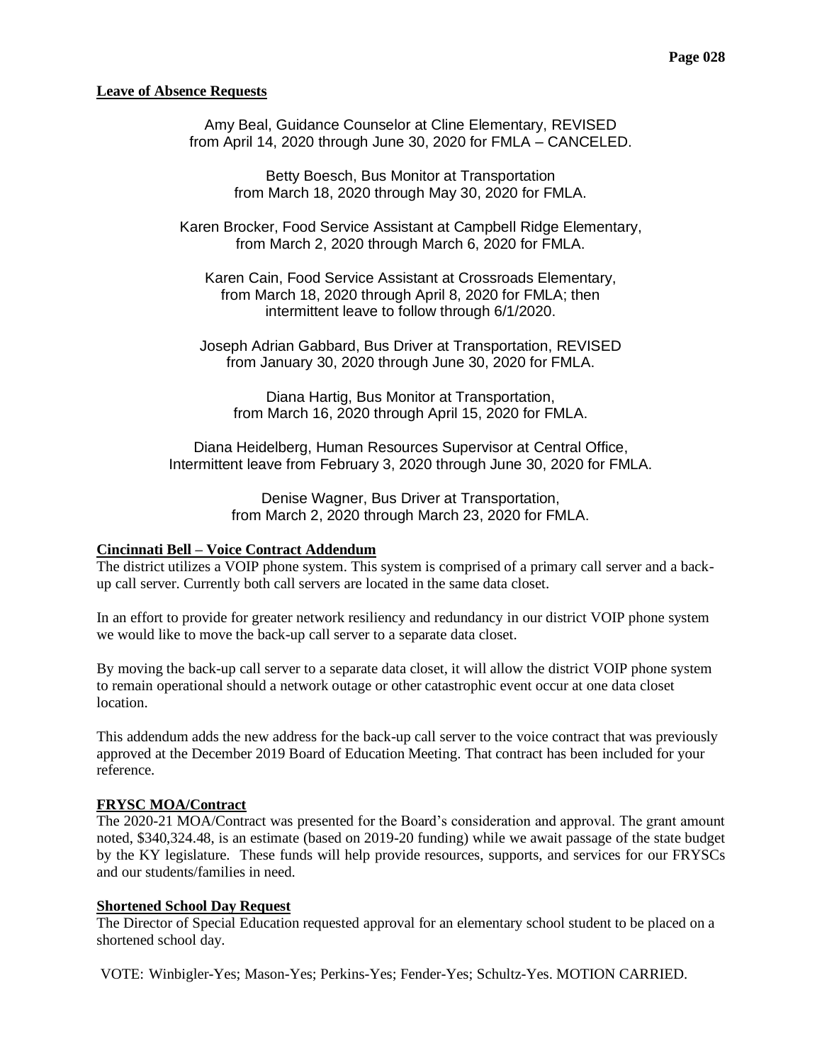**Leave of Absence Requests**

Amy Beal, Guidance Counselor at Cline Elementary, REVISED
from April 14, 2020 through June 30, 2020 for FMLA – CANCELED.

Betty Boesch, Bus Monitor at Transportation
from March 18, 2020 through May 30, 2020 for FMLA.

Karen Brocker, Food Service Assistant at Campbell Ridge Elementary,
from March 2, 2020 through March 6, 2020 for FMLA.

Karen Cain, Food Service Assistant at Crossroads Elementary,
from March 18, 2020 through April 8, 2020 for FMLA; then
intermittent leave to follow through 6/1/2020.

Joseph Adrian Gabbard, Bus Driver at Transportation, REVISED
from January 30, 2020 through June 30, 2020 for FMLA.

Diana Hartig, Bus Monitor at Transportation,
from March 16, 2020 through April 15, 2020 for FMLA.

Diana Heidelberg, Human Resources Supervisor at Central Office,
Intermittent leave from February 3, 2020 through June 30, 2020 for FMLA.

Denise Wagner, Bus Driver at Transportation,
from March 2, 2020 through March 23, 2020 for FMLA.

**Cincinnati Bell – Voice Contract Addendum**

The district utilizes a VOIP phone system. This system is comprised of a primary call server and a back-up call server. Currently both call servers are located in the same data closet.

In an effort to provide for greater network resiliency and redundancy in our district VOIP phone system we would like to move the back-up call server to a separate data closet.

By moving the back-up call server to a separate data closet, it will allow the district VOIP phone system to remain operational should a network outage or other catastrophic event occur at one data closet location.

This addendum adds the new address for the back-up call server to the voice contract that was previously approved at the December 2019 Board of Education Meeting. That contract has been included for your reference.

**FRYSC MOA/Contract**

The 2020-21 MOA/Contract was presented for the Board's consideration and approval. The grant amount noted, $340,324.48, is an estimate (based on 2019-20 funding) while we await passage of the state budget by the KY legislature. These funds will help provide resources, supports, and services for our FRYSCs and our students/families in need.

**Shortened School Day Request**

The Director of Special Education requested approval for an elementary school student to be placed on a shortened school day.

VOTE: Winbigler-Yes; Mason-Yes; Perkins-Yes; Fender-Yes; Schultz-Yes. MOTION CARRIED.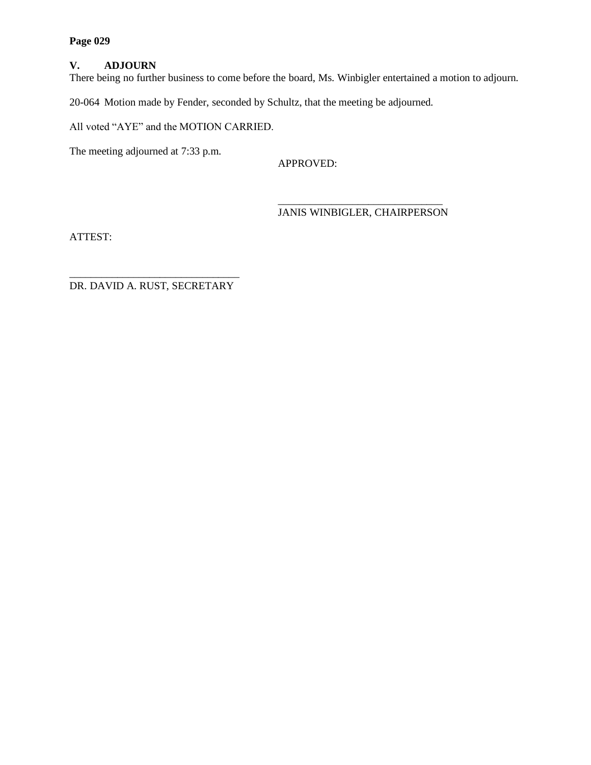## V. ADJOURN

There being no further business to come before the board, Ms. Winbigler entertained a motion to adjourn.

20-064 Motion made by Fender, seconded by Schultz, that the meeting be adjourned.

All voted "AYE" and the MOTION CARRIED.

The meeting adjourned at 7:33 p.m.

APPROVED:

_______________________________
JANIS WINBIGLER, CHAIRPERSON

ATTEST:

_______________________________
DR. DAVID A. RUST, SECRETARY